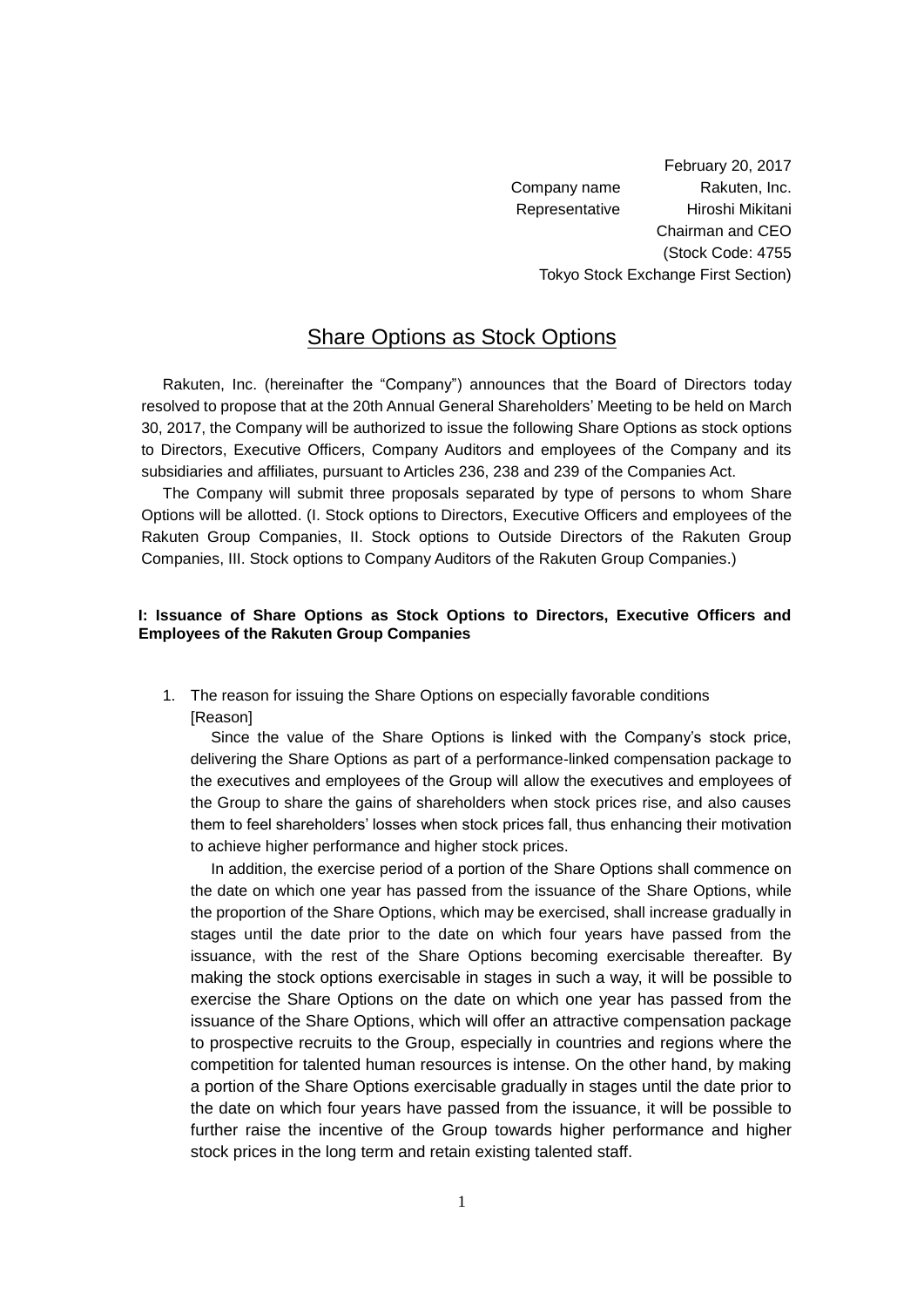February 20, 2017

Company name Rakuten, Inc.

Representative Hiroshi Mikitani

Chairman and CEO

(Stock Code: 4755

Tokyo Stock Exchange First Section)

# Share Options as Stock Options

Rakuten, Inc. (hereinafter the "Company") announces that the Board of Directors today resolved to propose that at the 20th Annual General Shareholders' Meeting to be held on March 30, 2017, the Company will be authorized to issue the following Share Options as stock options to Directors, Executive Officers, Company Auditors and employees of the Company and its subsidiaries and affiliates, pursuant to Articles 236, 238 and 239 of the Companies Act.

The Company will submit three proposals separated by type of persons to whom Share Options will be allotted. (I. Stock options to Directors, Executive Officers and employees of the Rakuten Group Companies, II. Stock options to Outside Directors of the Rakuten Group Companies, III. Stock options to Company Auditors of the Rakuten Group Companies.)

**I: Issuance of Share Options as Stock Options to Directors, Executive Officers and Employees of the Rakuten Group Companies**

1. The reason for issuing the Share Options on especially favorable conditions

[Reason]

Since the value of the Share Options is linked with the Company's stock price, delivering the Share Options as part of a performance-linked compensation package to the executives and employees of the Group will allow the executives and employees of the Group to share the gains of shareholders when stock prices rise, and also causes them to feel shareholders' losses when stock prices fall, thus enhancing their motivation to achieve higher performance and higher stock prices.

In addition, the exercise period of a portion of the Share Options shall commence on the date on which one year has passed from the issuance of the Share Options, while the proportion of the Share Options, which may be exercised, shall increase gradually in stages until the date prior to the date on which four years have passed from the issuance, with the rest of the Share Options becoming exercisable thereafter. By making the stock options exercisable in stages in such a way, it will be possible to exercise the Share Options on the date on which one year has passed from the issuance of the Share Options, which will offer an attractive compensation package to prospective recruits to the Group, especially in countries and regions where the competition for talented human resources is intense. On the other hand, by making a portion of the Share Options exercisable gradually in stages until the date prior to the date on which four years have passed from the issuance, it will be possible to further raise the incentive of the Group towards higher performance and higher stock prices in the long term and retain existing talented staff.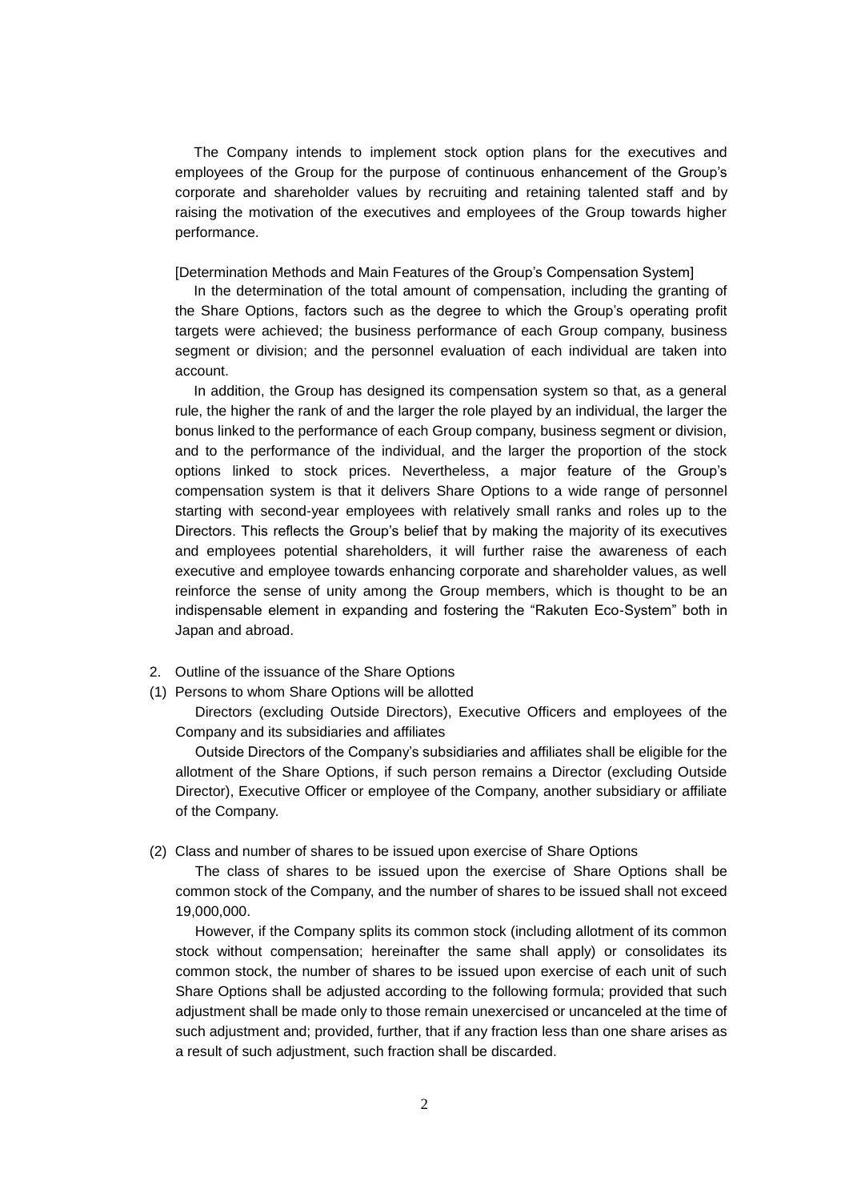The Company intends to implement stock option plans for the executives and employees of the Group for the purpose of continuous enhancement of the Group's corporate and shareholder values by recruiting and retaining talented staff and by raising the motivation of the executives and employees of the Group towards higher performance.

[Determination Methods and Main Features of the Group's Compensation System]

In the determination of the total amount of compensation, including the granting of the Share Options, factors such as the degree to which the Group's operating profit targets were achieved; the business performance of each Group company, business segment or division; and the personnel evaluation of each individual are taken into account.

In addition, the Group has designed its compensation system so that, as a general rule, the higher the rank of and the larger the role played by an individual, the larger the bonus linked to the performance of each Group company, business segment or division, and to the performance of the individual, and the larger the proportion of the stock options linked to stock prices. Nevertheless, a major feature of the Group's compensation system is that it delivers Share Options to a wide range of personnel starting with second-year employees with relatively small ranks and roles up to the Directors. This reflects the Group's belief that by making the majority of its executives and employees potential shareholders, it will further raise the awareness of each executive and employee towards enhancing corporate and shareholder values, as well reinforce the sense of unity among the Group members, which is thought to be an indispensable element in expanding and fostering the "Rakuten Eco-System" both in Japan and abroad.

2. Outline of the issuance of the Share Options

(1) Persons to whom Share Options will be allotted

Directors (excluding Outside Directors), Executive Officers and employees of the Company and its subsidiaries and affiliates

Outside Directors of the Company's subsidiaries and affiliates shall be eligible for the allotment of the Share Options, if such person remains a Director (excluding Outside Director), Executive Officer or employee of the Company, another subsidiary or affiliate of the Company.

(2) Class and number of shares to be issued upon exercise of Share Options

The class of shares to be issued upon the exercise of Share Options shall be common stock of the Company, and the number of shares to be issued shall not exceed 19,000,000.

However, if the Company splits its common stock (including allotment of its common stock without compensation; hereinafter the same shall apply) or consolidates its common stock, the number of shares to be issued upon exercise of each unit of such Share Options shall be adjusted according to the following formula; provided that such adjustment shall be made only to those remain unexercised or uncanceled at the time of such adjustment and; provided, further, that if any fraction less than one share arises as a result of such adjustment, such fraction shall be discarded.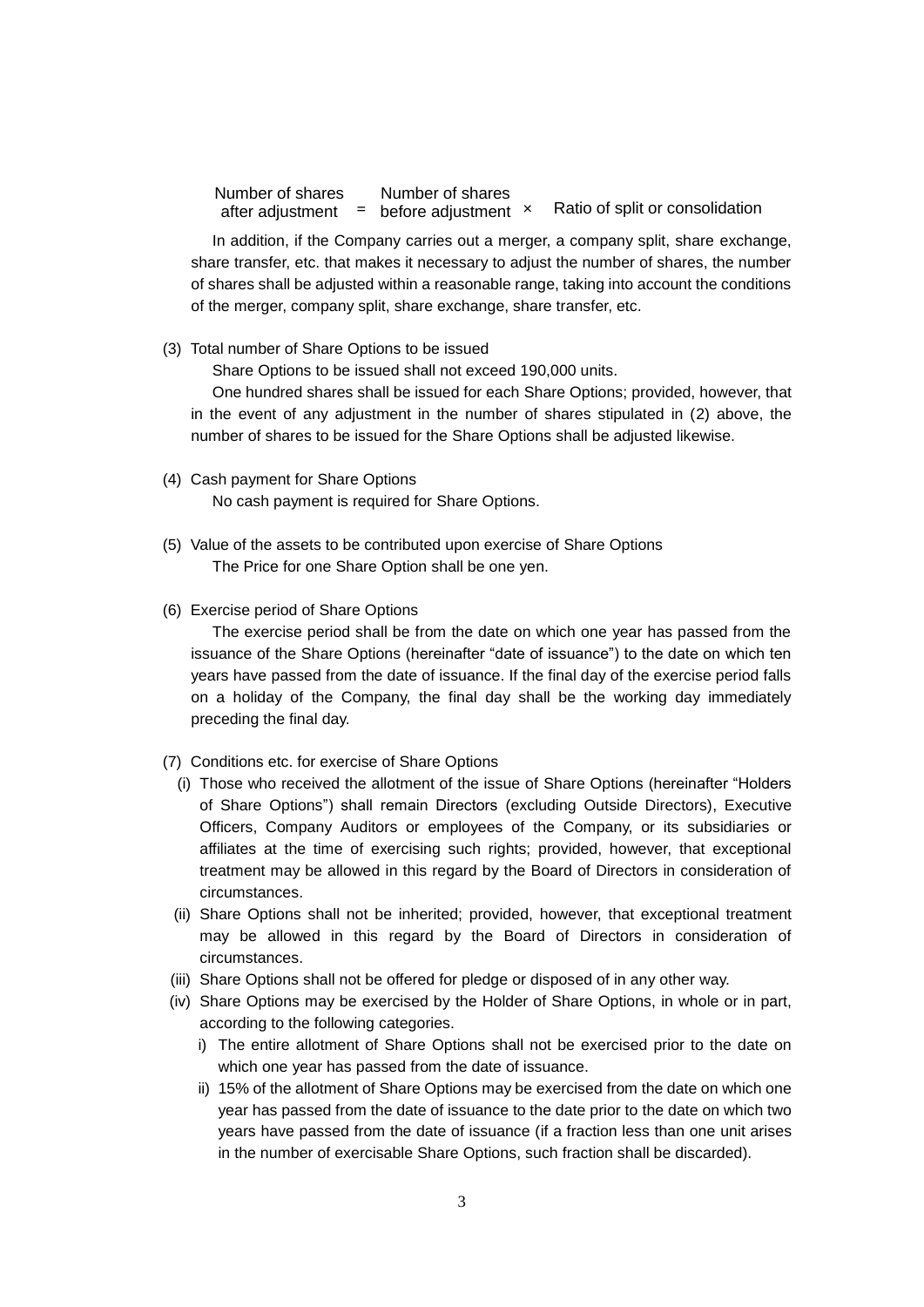$$\text{Number of shares after adjustment} = \text{Number of shares before adjustment} \times \text{Ratio of split or consolidation}$$

In addition, if the Company carries out a merger, a company split, share exchange, share transfer, etc. that makes it necessary to adjust the number of shares, the number of shares shall be adjusted within a reasonable range, taking into account the conditions of the merger, company split, share exchange, share transfer, etc.

(3) Total number of Share Options to be issued

Share Options to be issued shall not exceed 190,000 units.

One hundred shares shall be issued for each Share Options; provided, however, that in the event of any adjustment in the number of shares stipulated in (2) above, the number of shares to be issued for the Share Options shall be adjusted likewise.

(4) Cash payment for Share Options

No cash payment is required for Share Options.

(5) Value of the assets to be contributed upon exercise of Share Options

The Price for one Share Option shall be one yen.

(6) Exercise period of Share Options

The exercise period shall be from the date on which one year has passed from the issuance of the Share Options (hereinafter "date of issuance") to the date on which ten years have passed from the date of issuance. If the final day of the exercise period falls on a holiday of the Company, the final day shall be the working day immediately preceding the final day.

(7) Conditions etc. for exercise of Share Options

(i) Those who received the allotment of the issue of Share Options (hereinafter "Holders of Share Options") shall remain Directors (excluding Outside Directors), Executive Officers, Company Auditors or employees of the Company, or its subsidiaries or affiliates at the time of exercising such rights; provided, however, that exceptional treatment may be allowed in this regard by the Board of Directors in consideration of circumstances.

(ii) Share Options shall not be inherited; provided, however, that exceptional treatment may be allowed in this regard by the Board of Directors in consideration of circumstances.

(iii) Share Options shall not be offered for pledge or disposed of in any other way.

(iv) Share Options may be exercised by the Holder of Share Options, in whole or in part, according to the following categories.

i) The entire allotment of Share Options shall not be exercised prior to the date on which one year has passed from the date of issuance.

ii) 15% of the allotment of Share Options may be exercised from the date on which one year has passed from the date of issuance to the date prior to the date on which two years have passed from the date of issuance (if a fraction less than one unit arises in the number of exercisable Share Options, such fraction shall be discarded).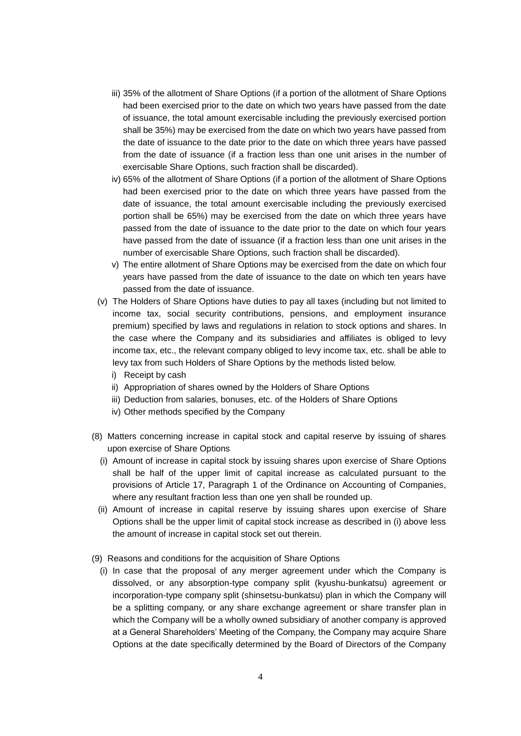iii) 35% of the allotment of Share Options (if a portion of the allotment of Share Options had been exercised prior to the date on which two years have passed from the date of issuance, the total amount exercisable including the previously exercised portion shall be 35%) may be exercised from the date on which two years have passed from the date of issuance to the date prior to the date on which three years have passed from the date of issuance (if a fraction less than one unit arises in the number of exercisable Share Options, such fraction shall be discarded).

iv) 65% of the allotment of Share Options (if a portion of the allotment of Share Options had been exercised prior to the date on which three years have passed from the date of issuance, the total amount exercisable including the previously exercised portion shall be 65%) may be exercised from the date on which three years have passed from the date of issuance to the date prior to the date on which four years have passed from the date of issuance (if a fraction less than one unit arises in the number of exercisable Share Options, such fraction shall be discarded).

v) The entire allotment of Share Options may be exercised from the date on which four years have passed from the date of issuance to the date on which ten years have passed from the date of issuance.

(v) The Holders of Share Options have duties to pay all taxes (including but not limited to income tax, social security contributions, pensions, and employment insurance premium) specified by laws and regulations in relation to stock options and shares. In the case where the Company and its subsidiaries and affiliates is obliged to levy income tax, etc., the relevant company obliged to levy income tax, etc. shall be able to levy tax from such Holders of Share Options by the methods listed below.

i) Receipt by cash

ii) Appropriation of shares owned by the Holders of Share Options

iii) Deduction from salaries, bonuses, etc. of the Holders of Share Options

iv) Other methods specified by the Company

(8) Matters concerning increase in capital stock and capital reserve by issuing of shares upon exercise of Share Options

(i) Amount of increase in capital stock by issuing shares upon exercise of Share Options shall be half of the upper limit of capital increase as calculated pursuant to the provisions of Article 17, Paragraph 1 of the Ordinance on Accounting of Companies, where any resultant fraction less than one yen shall be rounded up.

(ii) Amount of increase in capital reserve by issuing shares upon exercise of Share Options shall be the upper limit of capital stock increase as described in (i) above less the amount of increase in capital stock set out therein.

(9) Reasons and conditions for the acquisition of Share Options

(i) In case that the proposal of any merger agreement under which the Company is dissolved, or any absorption-type company split (kyushu-bunkatsu) agreement or incorporation-type company split (shinsetsu-bunkatsu) plan in which the Company will be a splitting company, or any share exchange agreement or share transfer plan in which the Company will be a wholly owned subsidiary of another company is approved at a General Shareholders' Meeting of the Company, the Company may acquire Share Options at the date specifically determined by the Board of Directors of the Company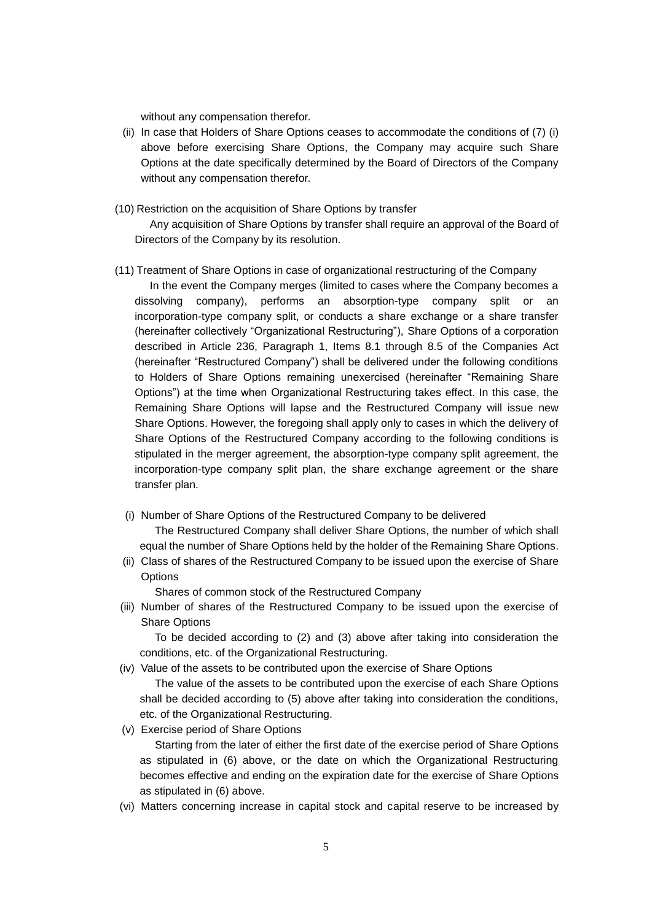without any compensation therefor.

(ii) In case that Holders of Share Options ceases to accommodate the conditions of (7) (i) above before exercising Share Options, the Company may acquire such Share Options at the date specifically determined by the Board of Directors of the Company without any compensation therefor.

(10) Restriction on the acquisition of Share Options by transfer

Any acquisition of Share Options by transfer shall require an approval of the Board of Directors of the Company by its resolution.

(11) Treatment of Share Options in case of organizational restructuring of the Company

In the event the Company merges (limited to cases where the Company becomes a dissolving company), performs an absorption-type company split or an incorporation-type company split, or conducts a share exchange or a share transfer (hereinafter collectively "Organizational Restructuring"), Share Options of a corporation described in Article 236, Paragraph 1, Items 8.1 through 8.5 of the Companies Act (hereinafter "Restructured Company") shall be delivered under the following conditions to Holders of Share Options remaining unexercised (hereinafter "Remaining Share Options") at the time when Organizational Restructuring takes effect. In this case, the Remaining Share Options will lapse and the Restructured Company will issue new Share Options. However, the foregoing shall apply only to cases in which the delivery of Share Options of the Restructured Company according to the following conditions is stipulated in the merger agreement, the absorption-type company split agreement, the incorporation-type company split plan, the share exchange agreement or the share transfer plan.

(i) Number of Share Options of the Restructured Company to be delivered

The Restructured Company shall deliver Share Options, the number of which shall equal the number of Share Options held by the holder of the Remaining Share Options.

(ii) Class of shares of the Restructured Company to be issued upon the exercise of Share Options

Shares of common stock of the Restructured Company

(iii) Number of shares of the Restructured Company to be issued upon the exercise of Share Options

To be decided according to (2) and (3) above after taking into consideration the conditions, etc. of the Organizational Restructuring.

(iv) Value of the assets to be contributed upon the exercise of Share Options

The value of the assets to be contributed upon the exercise of each Share Options shall be decided according to (5) above after taking into consideration the conditions, etc. of the Organizational Restructuring.

(v) Exercise period of Share Options

Starting from the later of either the first date of the exercise period of Share Options as stipulated in (6) above, or the date on which the Organizational Restructuring becomes effective and ending on the expiration date for the exercise of Share Options as stipulated in (6) above.

(vi) Matters concerning increase in capital stock and capital reserve to be increased by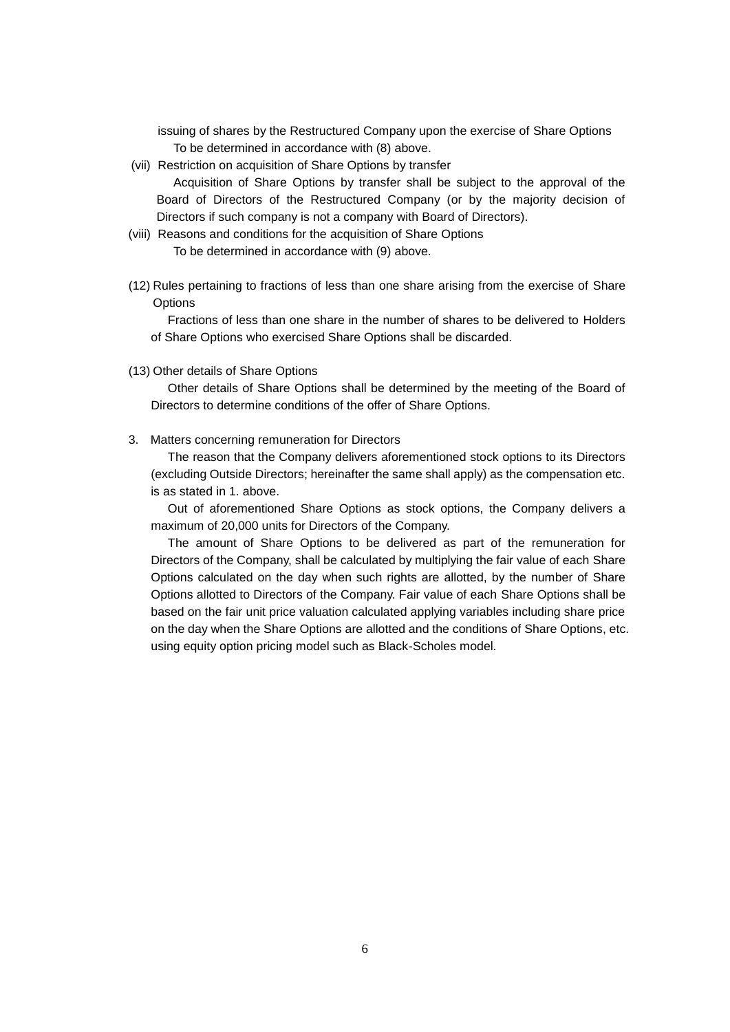issuing of shares by the Restructured Company upon the exercise of Share Options

To be determined in accordance with (8) above.

(vii) Restriction on acquisition of Share Options by transfer

Acquisition of Share Options by transfer shall be subject to the approval of the Board of Directors of the Restructured Company (or by the majority decision of Directors if such company is not a company with Board of Directors).

(viii) Reasons and conditions for the acquisition of Share Options

To be determined in accordance with (9) above.

(12) Rules pertaining to fractions of less than one share arising from the exercise of Share Options

Fractions of less than one share in the number of shares to be delivered to Holders of Share Options who exercised Share Options shall be discarded.

(13) Other details of Share Options

Other details of Share Options shall be determined by the meeting of the Board of Directors to determine conditions of the offer of Share Options.

3. Matters concerning remuneration for Directors

The reason that the Company delivers aforementioned stock options to its Directors (excluding Outside Directors; hereinafter the same shall apply) as the compensation etc. is as stated in 1. above.

Out of aforementioned Share Options as stock options, the Company delivers a maximum of 20,000 units for Directors of the Company.

The amount of Share Options to be delivered as part of the remuneration for Directors of the Company, shall be calculated by multiplying the fair value of each Share Options calculated on the day when such rights are allotted, by the number of Share Options allotted to Directors of the Company. Fair value of each Share Options shall be based on the fair unit price valuation calculated applying variables including share price on the day when the Share Options are allotted and the conditions of Share Options, etc. using equity option pricing model such as Black-Scholes model.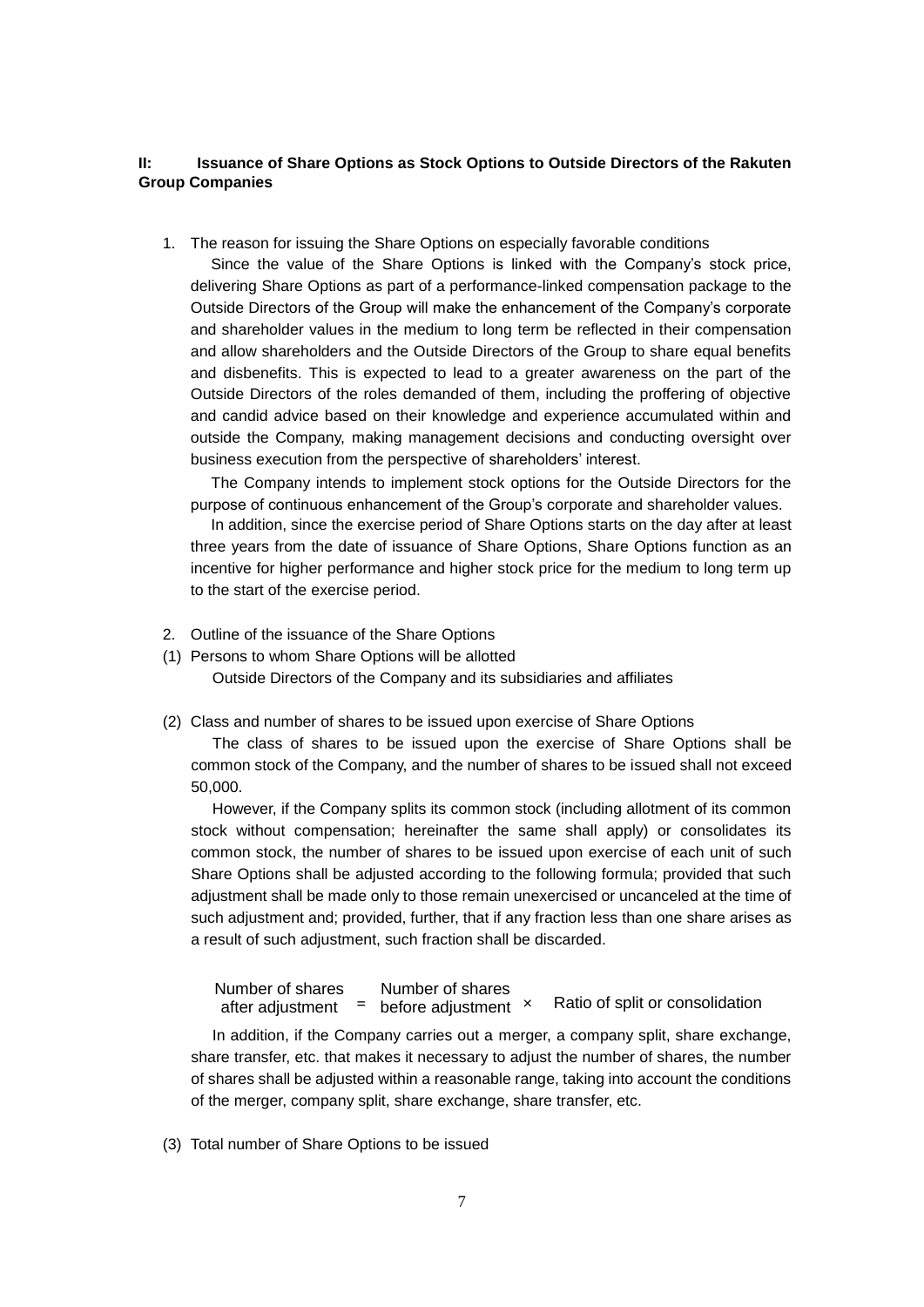## II: Issuance of Share Options as Stock Options to Outside Directors of the Rakuten Group Companies

1. The reason for issuing the Share Options on especially favorable conditions

   Since the value of the Share Options is linked with the Company's stock price, delivering Share Options as part of a performance-linked compensation package to the Outside Directors of the Group will make the enhancement of the Company's corporate and shareholder values in the medium to long term be reflected in their compensation and allow shareholders and the Outside Directors of the Group to share equal benefits and disbenefits. This is expected to lead to a greater awareness on the part of the Outside Directors of the roles demanded of them, including the proffering of objective and candid advice based on their knowledge and experience accumulated within and outside the Company, making management decisions and conducting oversight over business execution from the perspective of shareholders' interest.

   The Company intends to implement stock options for the Outside Directors for the purpose of continuous enhancement of the Group's corporate and shareholder values.

   In addition, since the exercise period of Share Options starts on the day after at least three years from the date of issuance of Share Options, Share Options function as an incentive for higher performance and higher stock price for the medium to long term up to the start of the exercise period.

2. Outline of the issuance of the Share Options

(1) Persons to whom Share Options will be allotted

   Outside Directors of the Company and its subsidiaries and affiliates

(2) Class and number of shares to be issued upon exercise of Share Options

   The class of shares to be issued upon the exercise of Share Options shall be common stock of the Company, and the number of shares to be issued shall not exceed 50,000.

   However, if the Company splits its common stock (including allotment of its common stock without compensation; hereinafter the same shall apply) or consolidates its common stock, the number of shares to be issued upon exercise of each unit of such Share Options shall be adjusted according to the following formula; provided that such adjustment shall be made only to those remain unexercised or uncanceled at the time of such adjustment and; provided, further, that if any fraction less than one share arises as a result of such adjustment, such fraction shall be discarded.

$$\text{Number of shares after adjustment} = \text{Number of shares before adjustment} \times \text{Ratio of split or consolidation}$$

   In addition, if the Company carries out a merger, a company split, share exchange, share transfer, etc. that makes it necessary to adjust the number of shares, the number of shares shall be adjusted within a reasonable range, taking into account the conditions of the merger, company split, share exchange, share transfer, etc.

(3) Total number of Share Options to be issued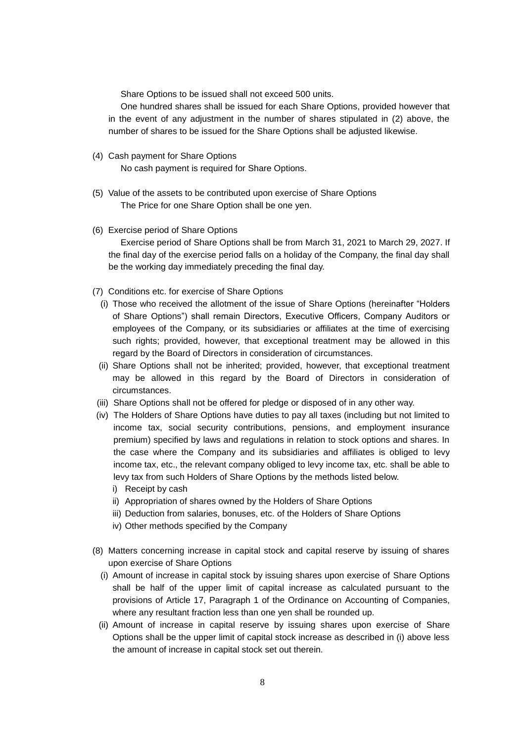Share Options to be issued shall not exceed 500 units.

One hundred shares shall be issued for each Share Options, provided however that in the event of any adjustment in the number of shares stipulated in (2) above, the number of shares to be issued for the Share Options shall be adjusted likewise.

(4) Cash payment for Share Options

No cash payment is required for Share Options.

(5) Value of the assets to be contributed upon exercise of Share Options

The Price for one Share Option shall be one yen.

(6) Exercise period of Share Options

Exercise period of Share Options shall be from March 31, 2021 to March 29, 2027. If the final day of the exercise period falls on a holiday of the Company, the final day shall be the working day immediately preceding the final day.

(7) Conditions etc. for exercise of Share Options

(i) Those who received the allotment of the issue of Share Options (hereinafter "Holders of Share Options") shall remain Directors, Executive Officers, Company Auditors or employees of the Company, or its subsidiaries or affiliates at the time of exercising such rights; provided, however, that exceptional treatment may be allowed in this regard by the Board of Directors in consideration of circumstances.

(ii) Share Options shall not be inherited; provided, however, that exceptional treatment may be allowed in this regard by the Board of Directors in consideration of circumstances.

(iii) Share Options shall not be offered for pledge or disposed of in any other way.

(iv) The Holders of Share Options have duties to pay all taxes (including but not limited to income tax, social security contributions, pensions, and employment insurance premium) specified by laws and regulations in relation to stock options and shares. In the case where the Company and its subsidiaries and affiliates is obliged to levy income tax, etc., the relevant company obliged to levy income tax, etc. shall be able to levy tax from such Holders of Share Options by the methods listed below.

i) Receipt by cash

ii) Appropriation of shares owned by the Holders of Share Options

iii) Deduction from salaries, bonuses, etc. of the Holders of Share Options

iv) Other methods specified by the Company

(8) Matters concerning increase in capital stock and capital reserve by issuing of shares upon exercise of Share Options

(i) Amount of increase in capital stock by issuing shares upon exercise of Share Options shall be half of the upper limit of capital increase as calculated pursuant to the provisions of Article 17, Paragraph 1 of the Ordinance on Accounting of Companies, where any resultant fraction less than one yen shall be rounded up.

(ii) Amount of increase in capital reserve by issuing shares upon exercise of Share Options shall be the upper limit of capital stock increase as described in (i) above less the amount of increase in capital stock set out therein.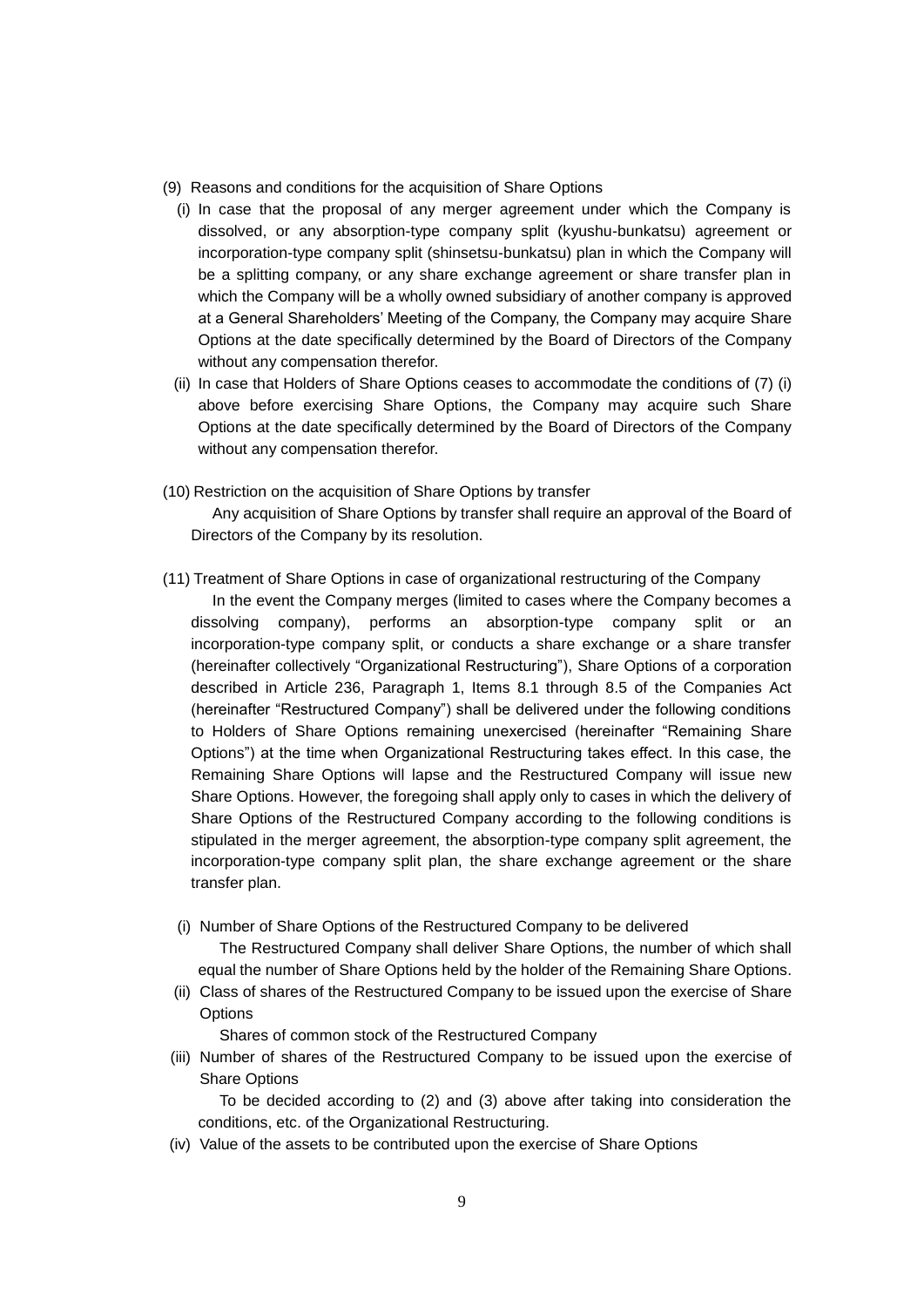(9) Reasons and conditions for the acquisition of Share Options

(i) In case that the proposal of any merger agreement under which the Company is dissolved, or any absorption-type company split (kyushu-bunkatsu) agreement or incorporation-type company split (shinsetsu-bunkatsu) plan in which the Company will be a splitting company, or any share exchange agreement or share transfer plan in which the Company will be a wholly owned subsidiary of another company is approved at a General Shareholders' Meeting of the Company, the Company may acquire Share Options at the date specifically determined by the Board of Directors of the Company without any compensation therefor.

(ii) In case that Holders of Share Options ceases to accommodate the conditions of (7) (i) above before exercising Share Options, the Company may acquire such Share Options at the date specifically determined by the Board of Directors of the Company without any compensation therefor.

(10) Restriction on the acquisition of Share Options by transfer

Any acquisition of Share Options by transfer shall require an approval of the Board of Directors of the Company by its resolution.

(11) Treatment of Share Options in case of organizational restructuring of the Company

In the event the Company merges (limited to cases where the Company becomes a dissolving company), performs an absorption-type company split or an incorporation-type company split, or conducts a share exchange or a share transfer (hereinafter collectively "Organizational Restructuring"), Share Options of a corporation described in Article 236, Paragraph 1, Items 8.1 through 8.5 of the Companies Act (hereinafter "Restructured Company") shall be delivered under the following conditions to Holders of Share Options remaining unexercised (hereinafter "Remaining Share Options") at the time when Organizational Restructuring takes effect. In this case, the Remaining Share Options will lapse and the Restructured Company will issue new Share Options. However, the foregoing shall apply only to cases in which the delivery of Share Options of the Restructured Company according to the following conditions is stipulated in the merger agreement, the absorption-type company split agreement, the incorporation-type company split plan, the share exchange agreement or the share transfer plan.

(i) Number of Share Options of the Restructured Company to be delivered

The Restructured Company shall deliver Share Options, the number of which shall equal the number of Share Options held by the holder of the Remaining Share Options.

(ii) Class of shares of the Restructured Company to be issued upon the exercise of Share Options

Shares of common stock of the Restructured Company

(iii) Number of shares of the Restructured Company to be issued upon the exercise of Share Options

To be decided according to (2) and (3) above after taking into consideration the conditions, etc. of the Organizational Restructuring.

(iv) Value of the assets to be contributed upon the exercise of Share Options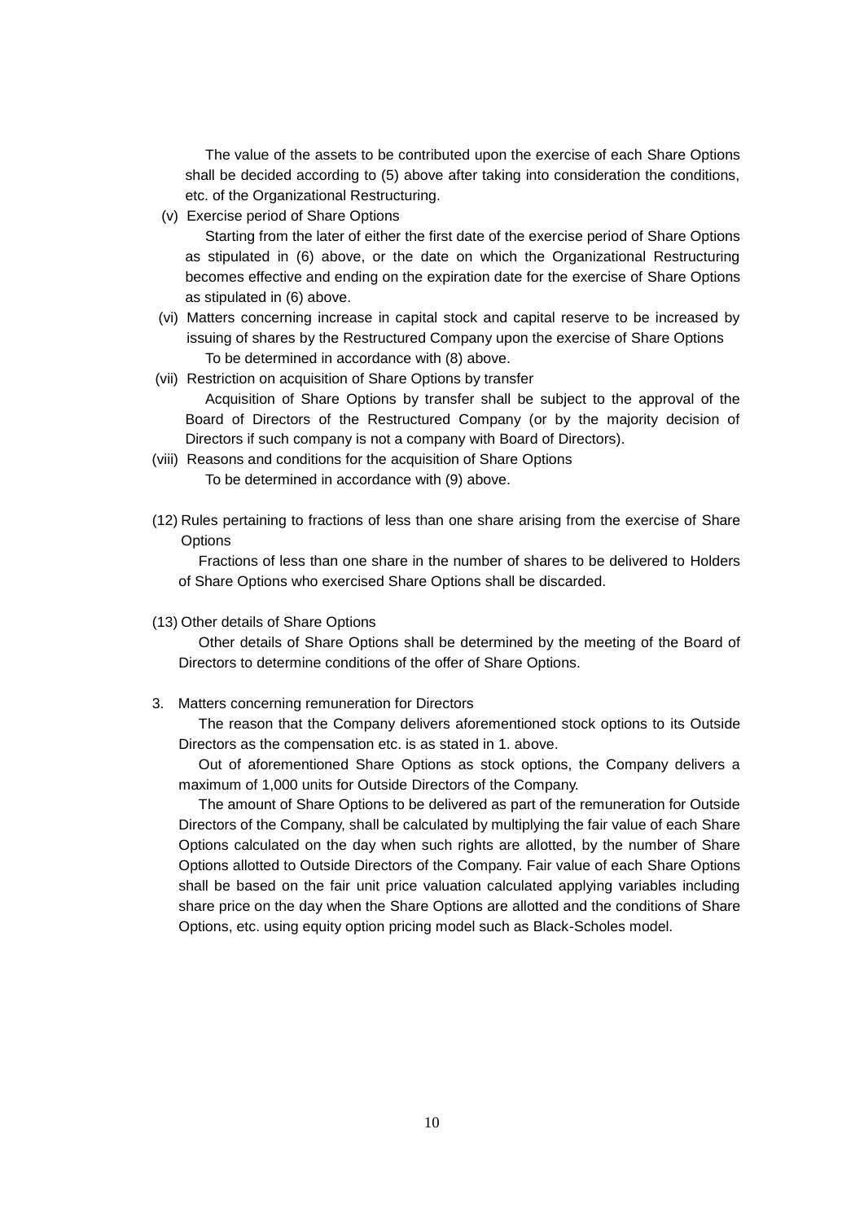The value of the assets to be contributed upon the exercise of each Share Options shall be decided according to (5) above after taking into consideration the conditions, etc. of the Organizational Restructuring.

(v) Exercise period of Share Options

Starting from the later of either the first date of the exercise period of Share Options as stipulated in (6) above, or the date on which the Organizational Restructuring becomes effective and ending on the expiration date for the exercise of Share Options as stipulated in (6) above.

(vi) Matters concerning increase in capital stock and capital reserve to be increased by issuing of shares by the Restructured Company upon the exercise of Share Options

To be determined in accordance with (8) above.

(vii) Restriction on acquisition of Share Options by transfer

Acquisition of Share Options by transfer shall be subject to the approval of the Board of Directors of the Restructured Company (or by the majority decision of Directors if such company is not a company with Board of Directors).

(viii) Reasons and conditions for the acquisition of Share Options

To be determined in accordance with (9) above.

(12) Rules pertaining to fractions of less than one share arising from the exercise of Share Options

Fractions of less than one share in the number of shares to be delivered to Holders of Share Options who exercised Share Options shall be discarded.

(13) Other details of Share Options

Other details of Share Options shall be determined by the meeting of the Board of Directors to determine conditions of the offer of Share Options.

3. Matters concerning remuneration for Directors

The reason that the Company delivers aforementioned stock options to its Outside Directors as the compensation etc. is as stated in 1. above.

Out of aforementioned Share Options as stock options, the Company delivers a maximum of 1,000 units for Outside Directors of the Company.

The amount of Share Options to be delivered as part of the remuneration for Outside Directors of the Company, shall be calculated by multiplying the fair value of each Share Options calculated on the day when such rights are allotted, by the number of Share Options allotted to Outside Directors of the Company. Fair value of each Share Options shall be based on the fair unit price valuation calculated applying variables including share price on the day when the Share Options are allotted and the conditions of Share Options, etc. using equity option pricing model such as Black-Scholes model.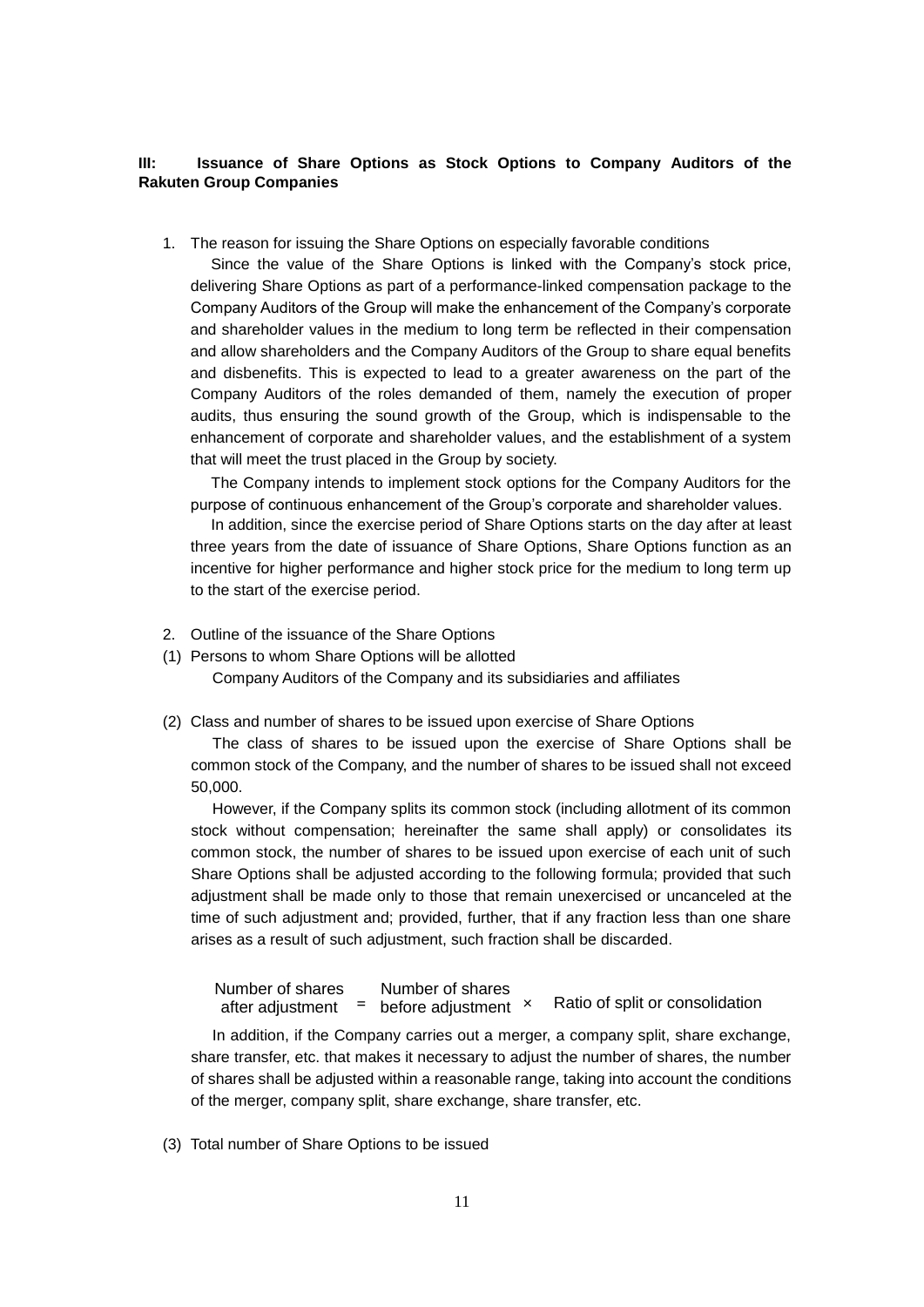**III: Issuance of Share Options as Stock Options to Company Auditors of the Rakuten Group Companies**

1. The reason for issuing the Share Options on especially favorable conditions

   Since the value of the Share Options is linked with the Company's stock price, delivering Share Options as part of a performance-linked compensation package to the Company Auditors of the Group will make the enhancement of the Company's corporate and shareholder values in the medium to long term be reflected in their compensation and allow shareholders and the Company Auditors of the Group to share equal benefits and disbenefits. This is expected to lead to a greater awareness on the part of the Company Auditors of the roles demanded of them, namely the execution of proper audits, thus ensuring the sound growth of the Group, which is indispensable to the enhancement of corporate and shareholder values, and the establishment of a system that will meet the trust placed in the Group by society.

   The Company intends to implement stock options for the Company Auditors for the purpose of continuous enhancement of the Group's corporate and shareholder values.

   In addition, since the exercise period of Share Options starts on the day after at least three years from the date of issuance of Share Options, Share Options function as an incentive for higher performance and higher stock price for the medium to long term up to the start of the exercise period.

2. Outline of the issuance of the Share Options

(1) Persons to whom Share Options will be allotted

   Company Auditors of the Company and its subsidiaries and affiliates

(2) Class and number of shares to be issued upon exercise of Share Options

   The class of shares to be issued upon the exercise of Share Options shall be common stock of the Company, and the number of shares to be issued shall not exceed 50,000.

   However, if the Company splits its common stock (including allotment of its common stock without compensation; hereinafter the same shall apply) or consolidates its common stock, the number of shares to be issued upon exercise of each unit of such Share Options shall be adjusted according to the following formula; provided that such adjustment shall be made only to those that remain unexercised or uncanceled at the time of such adjustment and; provided, further, that if any fraction less than one share arises as a result of such adjustment, such fraction shall be discarded.

$$\text{Number of shares after adjustment} = \text{Number of shares before adjustment} \times \text{Ratio of split or consolidation}$$

   In addition, if the Company carries out a merger, a company split, share exchange, share transfer, etc. that makes it necessary to adjust the number of shares, the number of shares shall be adjusted within a reasonable range, taking into account the conditions of the merger, company split, share exchange, share transfer, etc.

(3) Total number of Share Options to be issued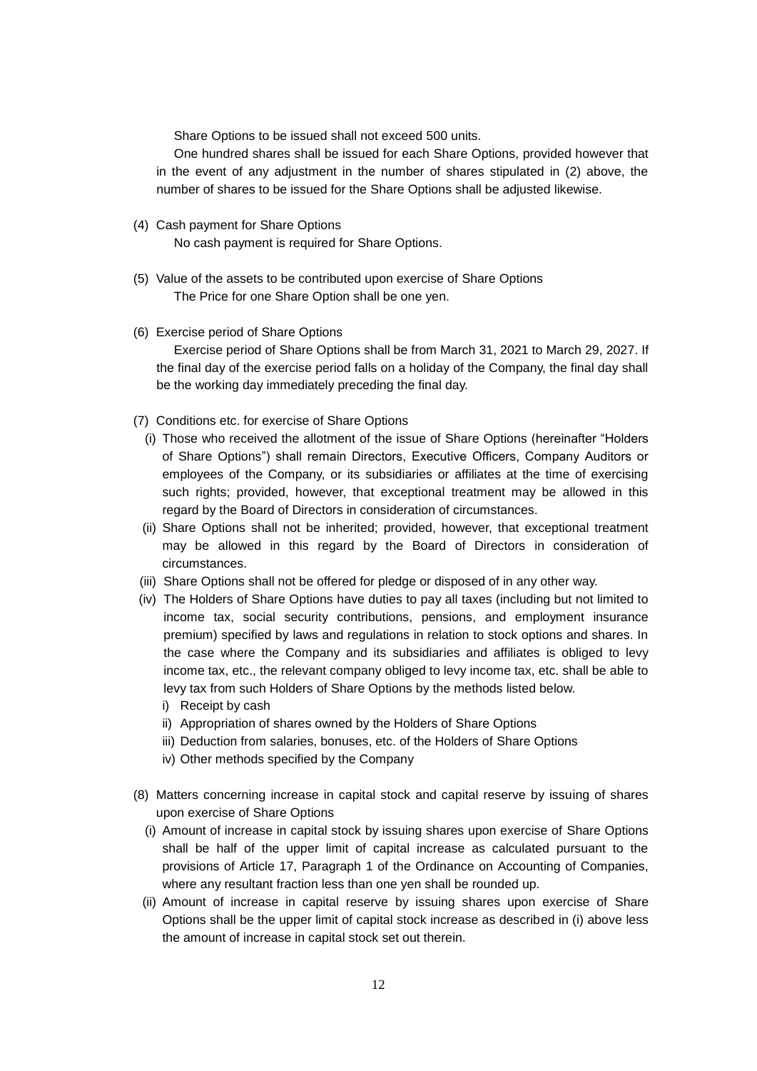Share Options to be issued shall not exceed 500 units.

One hundred shares shall be issued for each Share Options, provided however that in the event of any adjustment in the number of shares stipulated in (2) above, the number of shares to be issued for the Share Options shall be adjusted likewise.

(4) Cash payment for Share Options

No cash payment is required for Share Options.

(5) Value of the assets to be contributed upon exercise of Share Options

The Price for one Share Option shall be one yen.

(6) Exercise period of Share Options

Exercise period of Share Options shall be from March 31, 2021 to March 29, 2027. If the final day of the exercise period falls on a holiday of the Company, the final day shall be the working day immediately preceding the final day.

(7) Conditions etc. for exercise of Share Options

(i) Those who received the allotment of the issue of Share Options (hereinafter "Holders of Share Options") shall remain Directors, Executive Officers, Company Auditors or employees of the Company, or its subsidiaries or affiliates at the time of exercising such rights; provided, however, that exceptional treatment may be allowed in this regard by the Board of Directors in consideration of circumstances.

(ii) Share Options shall not be inherited; provided, however, that exceptional treatment may be allowed in this regard by the Board of Directors in consideration of circumstances.

(iii) Share Options shall not be offered for pledge or disposed of in any other way.

(iv) The Holders of Share Options have duties to pay all taxes (including but not limited to income tax, social security contributions, pensions, and employment insurance premium) specified by laws and regulations in relation to stock options and shares. In the case where the Company and its subsidiaries and affiliates is obliged to levy income tax, etc., the relevant company obliged to levy income tax, etc. shall be able to levy tax from such Holders of Share Options by the methods listed below.

i) Receipt by cash

ii) Appropriation of shares owned by the Holders of Share Options

iii) Deduction from salaries, bonuses, etc. of the Holders of Share Options

iv) Other methods specified by the Company

(8) Matters concerning increase in capital stock and capital reserve by issuing of shares upon exercise of Share Options

(i) Amount of increase in capital stock by issuing shares upon exercise of Share Options shall be half of the upper limit of capital increase as calculated pursuant to the provisions of Article 17, Paragraph 1 of the Ordinance on Accounting of Companies, where any resultant fraction less than one yen shall be rounded up.

(ii) Amount of increase in capital reserve by issuing shares upon exercise of Share Options shall be the upper limit of capital stock increase as described in (i) above less the amount of increase in capital stock set out therein.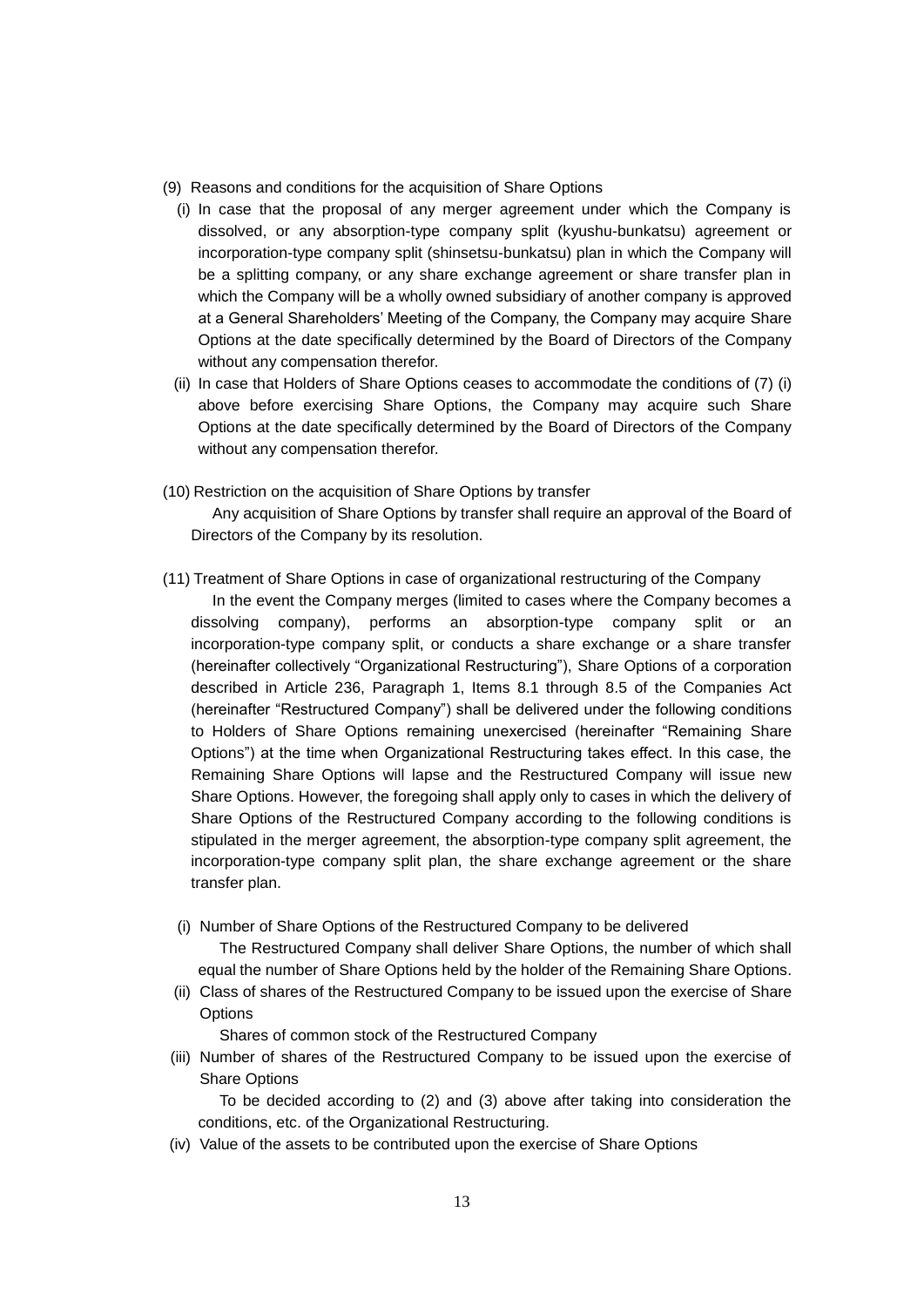(9) Reasons and conditions for the acquisition of Share Options

(i) In case that the proposal of any merger agreement under which the Company is dissolved, or any absorption-type company split (kyushu-bunkatsu) agreement or incorporation-type company split (shinsetsu-bunkatsu) plan in which the Company will be a splitting company, or any share exchange agreement or share transfer plan in which the Company will be a wholly owned subsidiary of another company is approved at a General Shareholders' Meeting of the Company, the Company may acquire Share Options at the date specifically determined by the Board of Directors of the Company without any compensation therefor.

(ii) In case that Holders of Share Options ceases to accommodate the conditions of (7) (i) above before exercising Share Options, the Company may acquire such Share Options at the date specifically determined by the Board of Directors of the Company without any compensation therefor.

(10) Restriction on the acquisition of Share Options by transfer

Any acquisition of Share Options by transfer shall require an approval of the Board of Directors of the Company by its resolution.

(11) Treatment of Share Options in case of organizational restructuring of the Company

In the event the Company merges (limited to cases where the Company becomes a dissolving company), performs an absorption-type company split or an incorporation-type company split, or conducts a share exchange or a share transfer (hereinafter collectively "Organizational Restructuring"), Share Options of a corporation described in Article 236, Paragraph 1, Items 8.1 through 8.5 of the Companies Act (hereinafter "Restructured Company") shall be delivered under the following conditions to Holders of Share Options remaining unexercised (hereinafter "Remaining Share Options") at the time when Organizational Restructuring takes effect. In this case, the Remaining Share Options will lapse and the Restructured Company will issue new Share Options. However, the foregoing shall apply only to cases in which the delivery of Share Options of the Restructured Company according to the following conditions is stipulated in the merger agreement, the absorption-type company split agreement, the incorporation-type company split plan, the share exchange agreement or the share transfer plan.

(i) Number of Share Options of the Restructured Company to be delivered

The Restructured Company shall deliver Share Options, the number of which shall equal the number of Share Options held by the holder of the Remaining Share Options.

(ii) Class of shares of the Restructured Company to be issued upon the exercise of Share Options

Shares of common stock of the Restructured Company

(iii) Number of shares of the Restructured Company to be issued upon the exercise of Share Options

To be decided according to (2) and (3) above after taking into consideration the conditions, etc. of the Organizational Restructuring.

(iv) Value of the assets to be contributed upon the exercise of Share Options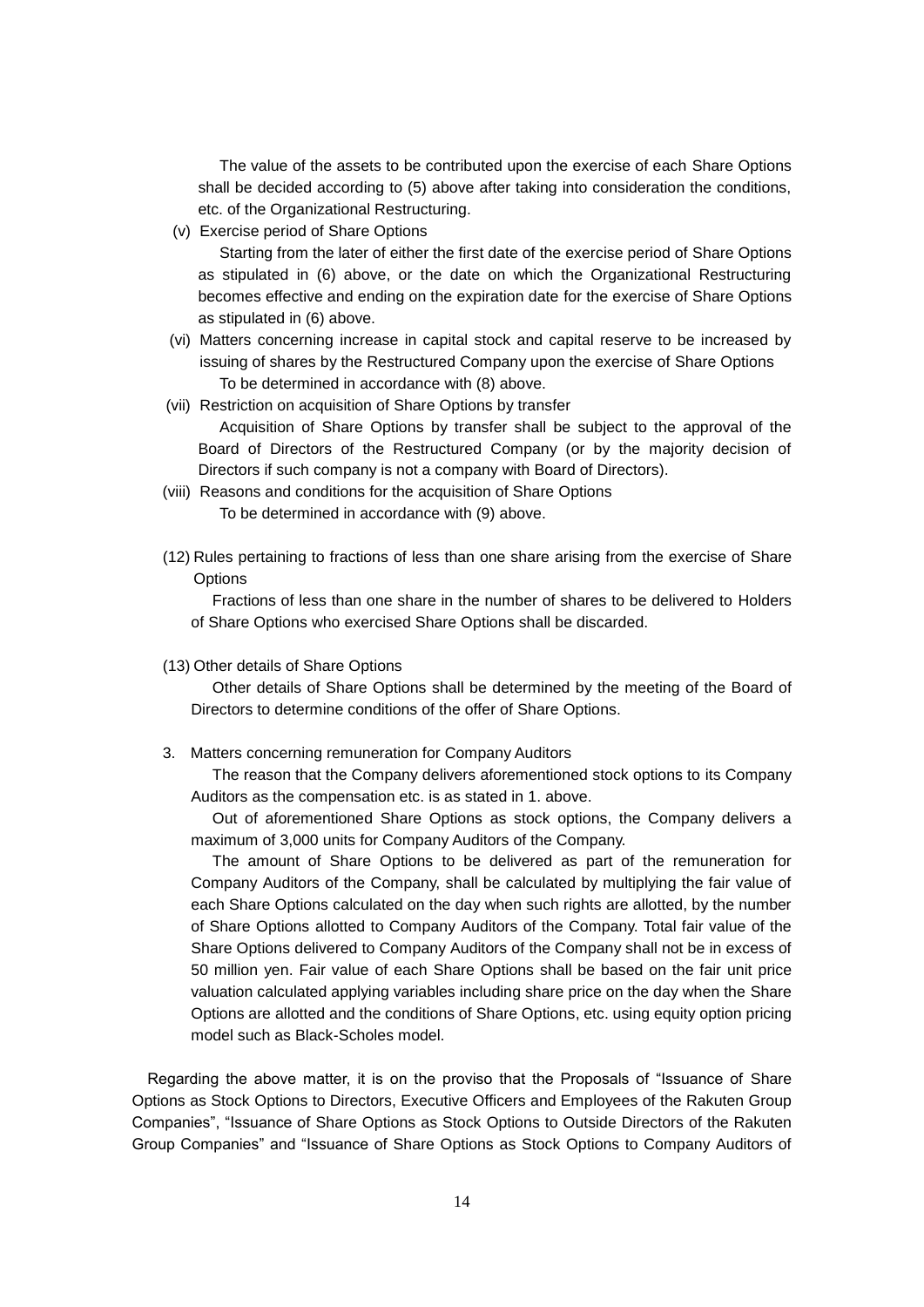The value of the assets to be contributed upon the exercise of each Share Options shall be decided according to (5) above after taking into consideration the conditions, etc. of the Organizational Restructuring.

(v) Exercise period of Share Options

Starting from the later of either the first date of the exercise period of Share Options as stipulated in (6) above, or the date on which the Organizational Restructuring becomes effective and ending on the expiration date for the exercise of Share Options as stipulated in (6) above.

(vi) Matters concerning increase in capital stock and capital reserve to be increased by issuing of shares by the Restructured Company upon the exercise of Share Options

To be determined in accordance with (8) above.

(vii) Restriction on acquisition of Share Options by transfer

Acquisition of Share Options by transfer shall be subject to the approval of the Board of Directors of the Restructured Company (or by the majority decision of Directors if such company is not a company with Board of Directors).

(viii) Reasons and conditions for the acquisition of Share Options

To be determined in accordance with (9) above.

(12) Rules pertaining to fractions of less than one share arising from the exercise of Share Options

Fractions of less than one share in the number of shares to be delivered to Holders of Share Options who exercised Share Options shall be discarded.

(13) Other details of Share Options

Other details of Share Options shall be determined by the meeting of the Board of Directors to determine conditions of the offer of Share Options.

3. Matters concerning remuneration for Company Auditors

The reason that the Company delivers aforementioned stock options to its Company Auditors as the compensation etc. is as stated in 1. above.

Out of aforementioned Share Options as stock options, the Company delivers a maximum of 3,000 units for Company Auditors of the Company.

The amount of Share Options to be delivered as part of the remuneration for Company Auditors of the Company, shall be calculated by multiplying the fair value of each Share Options calculated on the day when such rights are allotted, by the number of Share Options allotted to Company Auditors of the Company. Total fair value of the Share Options delivered to Company Auditors of the Company shall not be in excess of 50 million yen. Fair value of each Share Options shall be based on the fair unit price valuation calculated applying variables including share price on the day when the Share Options are allotted and the conditions of Share Options, etc. using equity option pricing model such as Black-Scholes model.

Regarding the above matter, it is on the proviso that the Proposals of "Issuance of Share Options as Stock Options to Directors, Executive Officers and Employees of the Rakuten Group Companies", "Issuance of Share Options as Stock Options to Outside Directors of the Rakuten Group Companies" and "Issuance of Share Options as Stock Options to Company Auditors of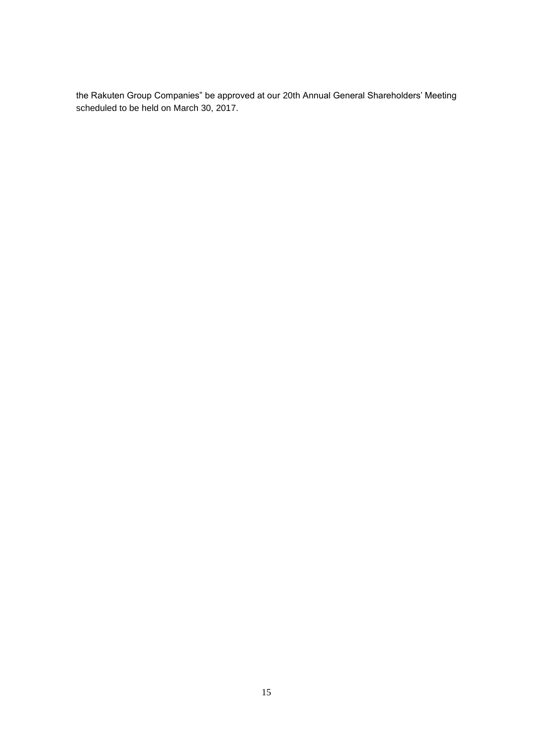the Rakuten Group Companies" be approved at our 20th Annual General Shareholders' Meeting scheduled to be held on March 30, 2017.